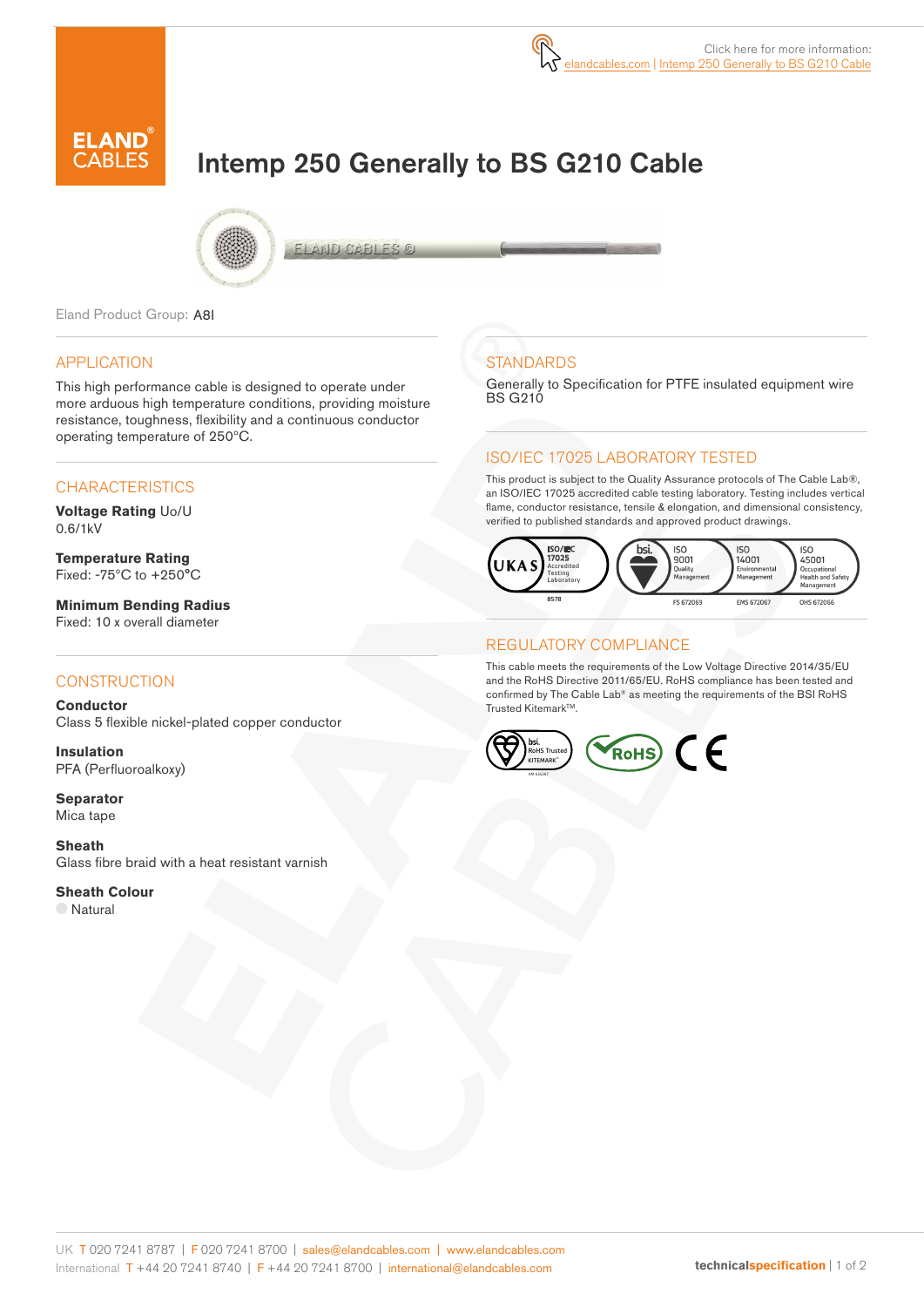Click here for more information:
elandcables.com | Intemp 250 Generally to BS G210 Cable

# Intemp 250 Generally to BS G210 Cable

Eland Product Group: A8I

## APPLICATION

This high performance cable is designed to operate under more arduous high temperature conditions, providing moisture resistance, toughness, flexibility and a continuous conductor operating temperature of 250°C.

## CHARACTERISTICS

**Voltage Rating** Uo/U
0.6/1kV

**Temperature Rating**
Fixed: -75°C to +250°C

**Minimum Bending Radius**
Fixed: 10 x overall diameter

## CONSTRUCTION

**Conductor**
Class 5 flexible nickel-plated copper conductor

**Insulation**
PFA (Perfluoroalkoxy)

**Separator**
Mica tape

**Sheath**
Glass fibre braid with a heat resistant varnish

**Sheath Colour**
Natural

## STANDARDS

Generally to Specification for PTFE insulated equipment wire BS G210

## ISO/IEC 17025 LABORATORY TESTED

This product is subject to the Quality Assurance protocols of The Cable Lab®, an ISO/IEC 17025 accredited cable testing laboratory. Testing includes vertical flame, conductor resistance, tensile & elongation, and dimensional consistency, verified to published standards and approved product drawings.

UKAS ISO/IEC 17025 Accredited Testing Laboratory 8578 | bsi. ISO 9001 Quality Management FS 672069 | ISO 14001 Environmental Management EMS 672067 | ISO 45001 Occupational Health and Safety Management OHS 672066

## REGULATORY COMPLIANCE

This cable meets the requirements of the Low Voltage Directive 2014/35/EU and the RoHS Directive 2011/65/EU. RoHS compliance has been tested and confirmed by The Cable Lab® as meeting the requirements of the BSI RoHS Trusted Kitemark™.

bsi. RoHS Trusted KITEMARK™ | RoHS | CE

UK T 020 7241 8787 | F 020 7241 8700 | sales@elandcables.com | www.elandcables.com
International T +44 20 7241 8740 | F +44 20 7241 8700 | international@elandcables.com

technicalspecification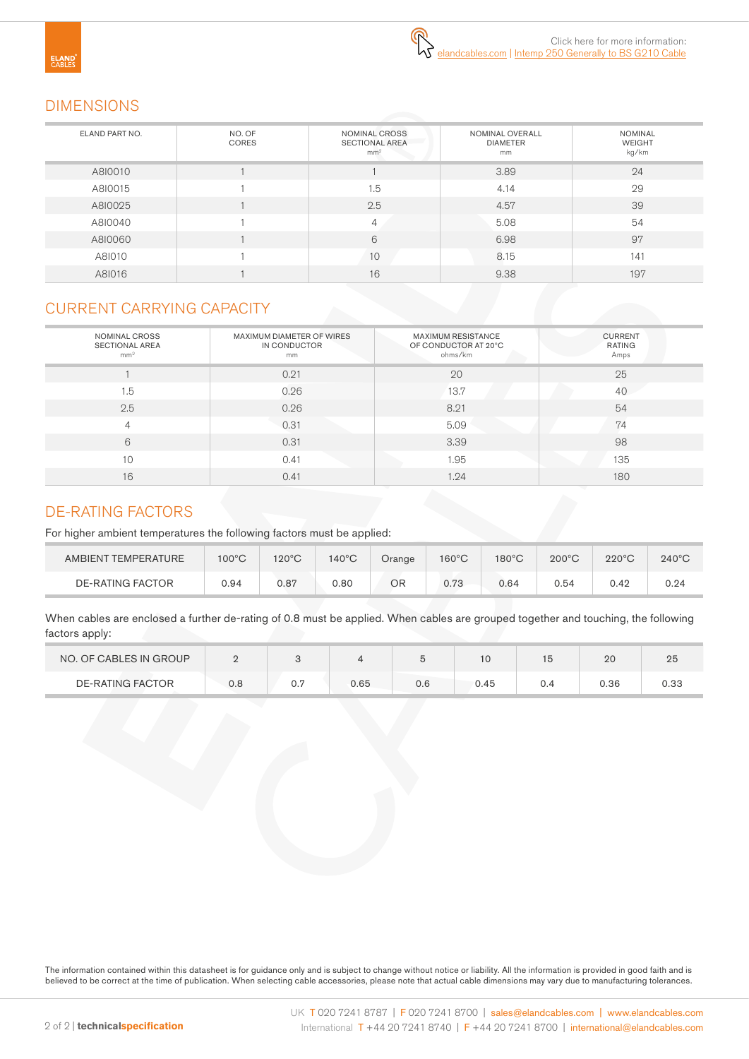Click here for more information:
elandcables.com | Intemp 250 Generally to BS G210 Cable

## DIMENSIONS

| ELAND PART NO. | NO. OF CORES | NOMINAL CROSS SECTIONAL AREA mm² | NOMINAL OVERALL DIAMETER mm | NOMINAL WEIGHT kg/km |
|---|---|---|---|---|
| A810010 | 1 | 1 | 3.89 | 24 |
| A810015 | 1 | 1.5 | 4.14 | 29 |
| A810025 | 1 | 2.5 | 4.57 | 39 |
| A810040 | 1 | 4 | 5.08 | 54 |
| A810060 | 1 | 6 | 6.98 | 97 |
| A81010 | 1 | 10 | 8.15 | 141 |
| A81016 | 1 | 16 | 9.38 | 197 |

## CURRENT CARRYING CAPACITY

| NOMINAL CROSS SECTIONAL AREA mm² | MAXIMUM DIAMETER OF WIRES IN CONDUCTOR mm | MAXIMUM RESISTANCE OF CONDUCTOR AT 20°C ohms/km | CURRENT RATING Amps |
|---|---|---|---|
| 1 | 0.21 | 20 | 25 |
| 1.5 | 0.26 | 13.7 | 40 |
| 2.5 | 0.26 | 8.21 | 54 |
| 4 | 0.31 | 5.09 | 74 |
| 6 | 0.31 | 3.39 | 98 |
| 10 | 0.41 | 1.95 | 135 |
| 16 | 0.41 | 1.24 | 180 |

## DE-RATING FACTORS

For higher ambient temperatures the following factors must be applied:

| AMBIENT TEMPERATURE | 100°C | 120°C | 140°C | Orange | 160°C | 180°C | 200°C | 220°C | 240°C |
|---|---|---|---|---|---|---|---|---|---|
| DE-RATING FACTOR | 0.94 | 0.87 | 0.80 | OR | 0.73 | 0.64 | 0.54 | 0.42 | 0.24 |

When cables are enclosed a further de-rating of 0.8 must be applied. When cables are grouped together and touching, the following factors apply:

| NO. OF CABLES IN GROUP | 2 | 3 | 4 | 5 | 10 | 15 | 20 | 25 |
|---|---|---|---|---|---|---|---|---|
| DE-RATING FACTOR | 0.8 | 0.7 | 0.65 | 0.6 | 0.45 | 0.4 | 0.36 | 0.33 |

The information contained within this datasheet is for guidance only and is subject to change without notice or liability. All the information is provided in good faith and is believed to be correct at the time of publication. When selecting cable accessories, please note that actual cable dimensions may vary due to manufacturing tolerances.

UK T 020 7241 8787 | F 020 7241 8700 | sales@elandcables.com | www.elandcables.com
International T +44 20 7241 8740 | F +44 20 7241 8700 | international@elandcables.com